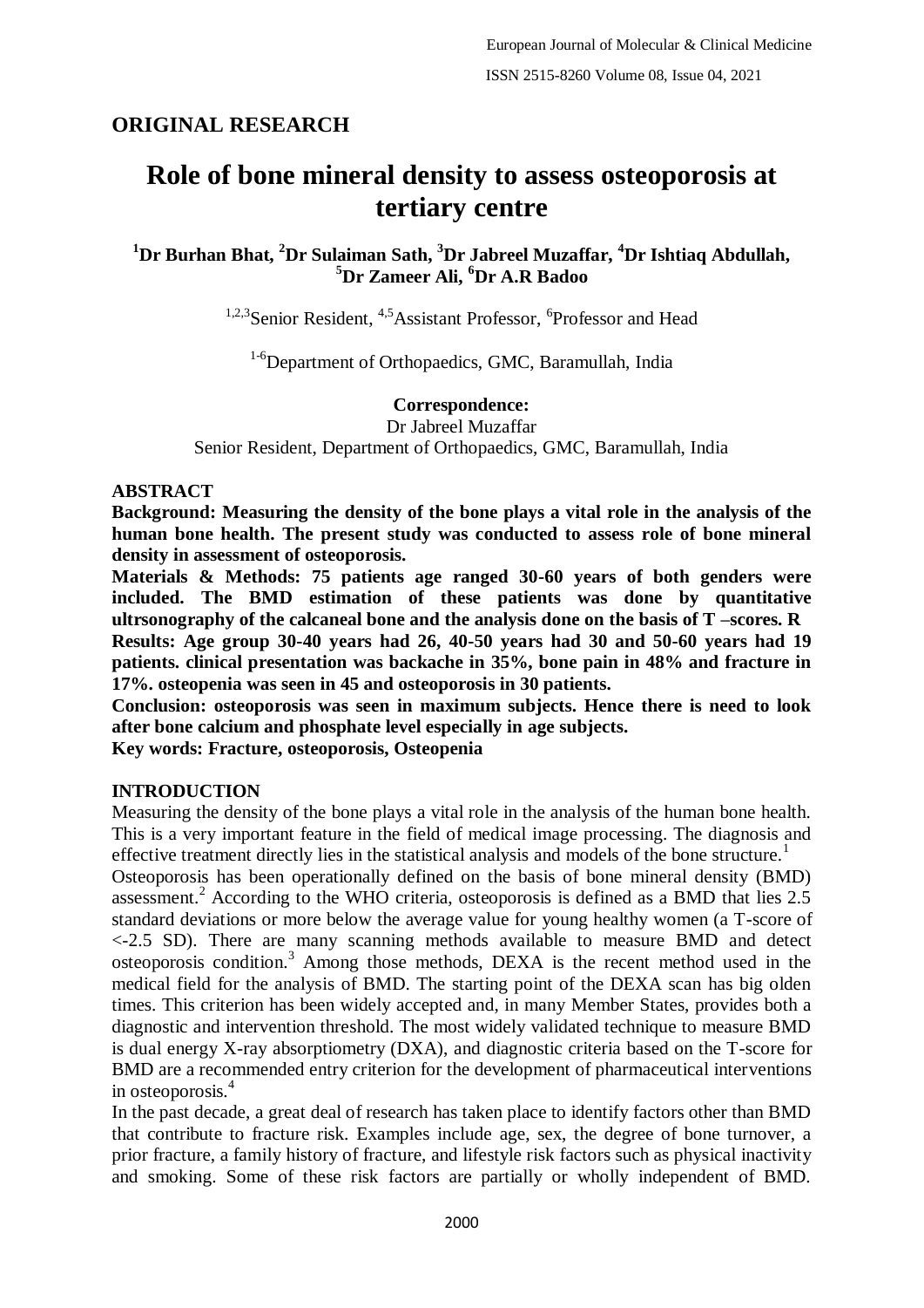## ORIGINAL RESEARCH

# Role of bone mineral density to assess osteoporosis at tertiary centre

**[1]Dr Burhan Bhat, [2]Dr Sulaiman Sath, [3]Dr Jabreel Muzaffar, [4]Dr Ishtiaq Abdullah, [5]Dr Zameer Ali, [6]Dr A.R Badoo**

[1,2,3]Senior Resident, [4,5]Assistant Professor, [6]Professor and Head

[1-6]Department of Orthopaedics, GMC, Baramullah, India

**Correspondence:**
Dr Jabreel Muzaffar
Senior Resident, Department of Orthopaedics, GMC, Baramullah, India

## ABSTRACT

**Background: Measuring the density of the bone plays a vital role in the analysis of the human bone health. The present study was conducted to assess role of bone mineral density in assessment of osteoporosis.**

**Materials & Methods: 75 patients age ranged 30-60 years of both genders were included. The BMD estimation of these patients was done by quantitative ultrsonography of the calcaneal bone and the analysis done on the basis of T –scores. R**

**Results: Age group 30-40 years had 26, 40-50 years had 30 and 50-60 years had 19 patients. clinical presentation was backache in 35%, bone pain in 48% and fracture in 17%. osteopenia was seen in 45 and osteoporosis in 30 patients.**

**Conclusion: osteoporosis was seen in maximum subjects. Hence there is need to look after bone calcium and phosphate level especially in age subjects.**

**Key words: Fracture, osteoporosis, Osteopenia**

## INTRODUCTION

Measuring the density of the bone plays a vital role in the analysis of the human bone health. This is a very important feature in the field of medical image processing. The diagnosis and effective treatment directly lies in the statistical analysis and models of the bone structure.[1]

Osteoporosis has been operationally defined on the basis of bone mineral density (BMD) assessment.[2] According to the WHO criteria, osteoporosis is defined as a BMD that lies 2.5 standard deviations or more below the average value for young healthy women (a T-score of <-2.5 SD). There are many scanning methods available to measure BMD and detect osteoporosis condition.[3] Among those methods, DEXA is the recent method used in the medical field for the analysis of BMD. The starting point of the DEXA scan has big olden times. This criterion has been widely accepted and, in many Member States, provides both a diagnostic and intervention threshold. The most widely validated technique to measure BMD is dual energy X-ray absorptiometry (DXA), and diagnostic criteria based on the T-score for BMD are a recommended entry criterion for the development of pharmaceutical interventions in osteoporosis.[4]

In the past decade, a great deal of research has taken place to identify factors other than BMD that contribute to fracture risk. Examples include age, sex, the degree of bone turnover, a prior fracture, a family history of fracture, and lifestyle risk factors such as physical inactivity and smoking. Some of these risk factors are partially or wholly independent of BMD.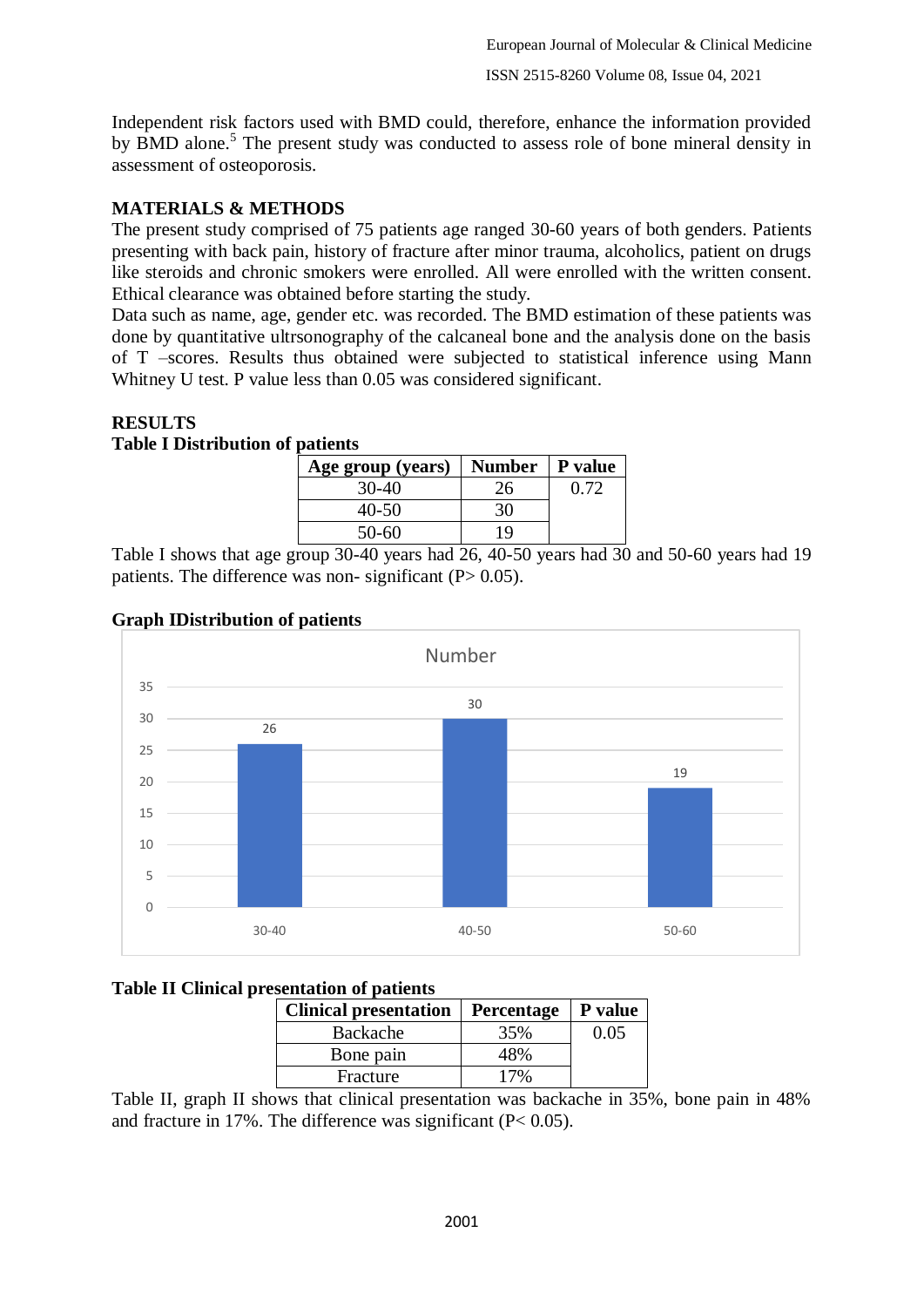Independent risk factors used with BMD could, therefore, enhance the information provided by BMD alone.[5] The present study was conducted to assess role of bone mineral density in assessment of osteoporosis.

## MATERIALS & METHODS

The present study comprised of 75 patients age ranged 30-60 years of both genders. Patients presenting with back pain, history of fracture after minor trauma, alcoholics, patient on drugs like steroids and chronic smokers were enrolled. All were enrolled with the written consent. Ethical clearance was obtained before starting the study.

Data such as name, age, gender etc. was recorded. The BMD estimation of these patients was done by quantitative ultrsonography of the calcaneal bone and the analysis done on the basis of T –scores. Results thus obtained were subjected to statistical inference using Mann Whitney U test. P value less than 0.05 was considered significant.

## RESULTS

**Table I Distribution of patients**

| Age group (years) | Number | P value |
|---|---|---|
| 30-40 | 26 | 0.72 |
| 40-50 | 30 | |
| 50-60 | 19 | |

Table I shows that age group 30-40 years had 26, 40-50 years had 30 and 50-60 years had 19 patients. The difference was non- significant (P> 0.05).

**Graph IDistribution of patients**

| Age group | Number |
|---|---|
| 30-40 | 26 |
| 40-50 | 30 |
| 50-60 | 19 |

**Table II Clinical presentation of patients**

| Clinical presentation | Percentage | P value |
|---|---|---|
| Backache | 35% | 0.05 |
| Bone pain | 48% | |
| Fracture | 17% | |

Table II, graph II shows that clinical presentation was backache in 35%, bone pain in 48% and fracture in 17%. The difference was significant (P< 0.05).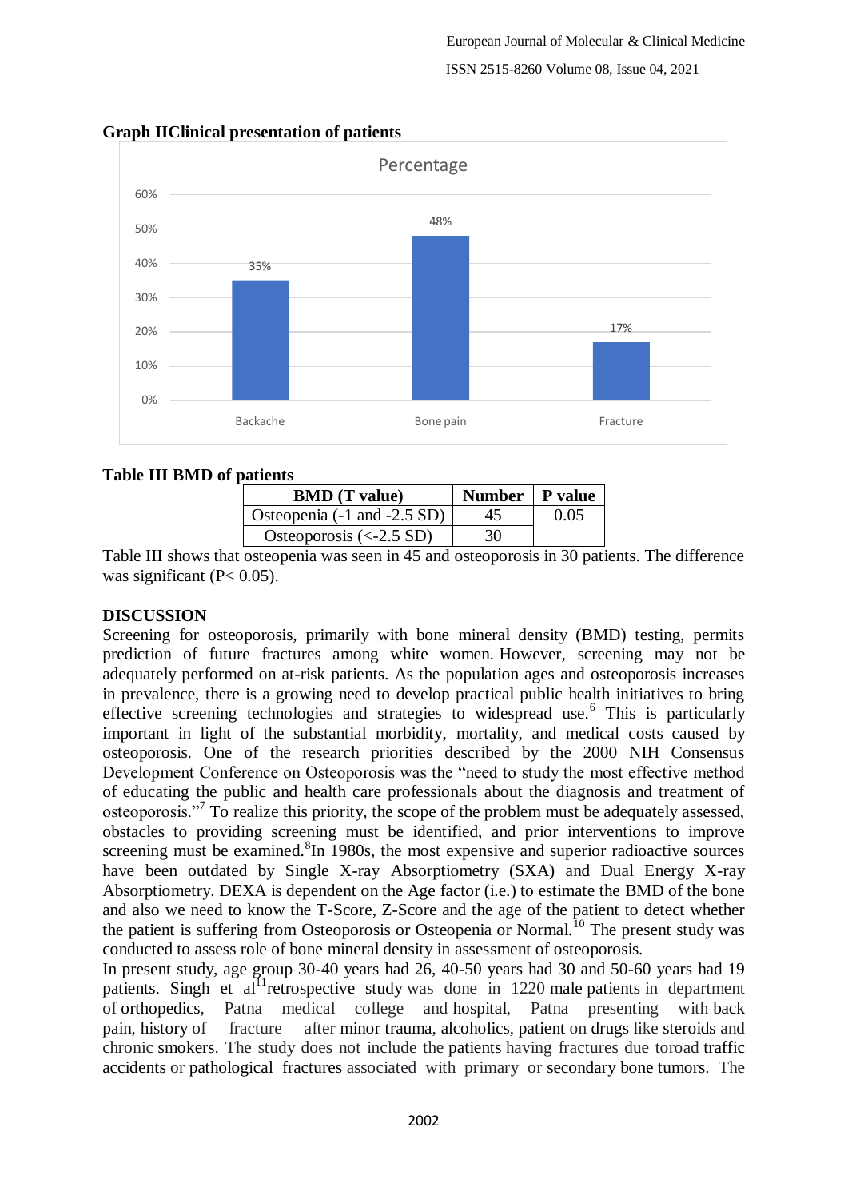**Graph IIClinical presentation of patients**

Percentage

| | Percentage |
|---|---|
| Backache | 35% |
| Bone pain | 48% |
| Fracture | 17% |

**Table III BMD of patients**

| BMD (T value) | Number | P value |
|---|---|---|
| Osteopenia (-1 and -2.5 SD) | 45 | 0.05 |
| Osteoporosis (<-2.5 SD) | 30 | |

Table III shows that osteopenia was seen in 45 and osteoporosis in 30 patients. The difference was significant (P< 0.05).

**DISCUSSION**

Screening for osteoporosis, primarily with bone mineral density (BMD) testing, permits prediction of future fractures among white women. However, screening may not be adequately performed on at-risk patients. As the population ages and osteoporosis increases in prevalence, there is a growing need to develop practical public health initiatives to bring effective screening technologies and strategies to widespread use.[6] This is particularly important in light of the substantial morbidity, mortality, and medical costs caused by osteoporosis. One of the research priorities described by the 2000 NIH Consensus Development Conference on Osteoporosis was the "need to study the most effective method of educating the public and health care professionals about the diagnosis and treatment of osteoporosis."[7] To realize this priority, the scope of the problem must be adequately assessed, obstacles to providing screening must be identified, and prior interventions to improve screening must be examined.[8]In 1980s, the most expensive and superior radioactive sources have been outdated by Single X-ray Absorptiometry (SXA) and Dual Energy X-ray Absorptiometry. DEXA is dependent on the Age factor (i.e.) to estimate the BMD of the bone and also we need to know the T-Score, Z-Score and the age of the patient to detect whether the patient is suffering from Osteoporosis or Osteopenia or Normal.[10] The present study was conducted to assess role of bone mineral density in assessment of osteoporosis.

In present study, age group 30-40 years had 26, 40-50 years had 30 and 50-60 years had 19 patients. Singh et al[11]retrospective study was done in 1220 male patients in department of orthopedics, Patna medical college and hospital, Patna presenting with back pain, history of fracture after minor trauma, alcoholics, patient on drugs like steroids and chronic smokers. The study does not include the patients having fractures due toroad traffic accidents or pathological fractures associated with primary or secondary bone tumors. The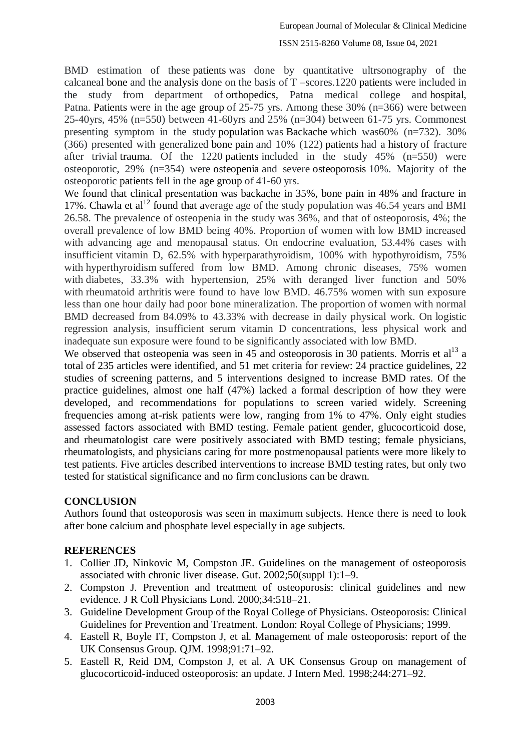BMD estimation of these patients was done by quantitative ultrsonography of the calcaneal bone and the analysis done on the basis of T –scores.1220 patients were included in the study from department of orthopedics, Patna medical college and hospital, Patna. Patients were in the age group of 25-75 yrs. Among these 30% (n=366) were between 25-40yrs, 45% (n=550) between 41-60yrs and 25% (n=304) between 61-75 yrs. Commonest presenting symptom in the study population was Backache which was60% (n=732). 30% (366) presented with generalized bone pain and 10% (122) patients had a history of fracture after trivial trauma. Of the 1220 patients included in the study 45% (n=550) were osteoporotic, 29% (n=354) were osteopenia and severe osteoporosis 10%. Majority of the osteoporotic patients fell in the age group of 41-60 yrs.

We found that clinical presentation was backache in 35%, bone pain in 48% and fracture in 17%. Chawla et al[12] found that average age of the study population was 46.54 years and BMI 26.58. The prevalence of osteopenia in the study was 36%, and that of osteoporosis, 4%; the overall prevalence of low BMD being 40%. Proportion of women with low BMD increased with advancing age and menopausal status. On endocrine evaluation, 53.44% cases with insufficient vitamin D, 62.5% with hyperparathyroidism, 100% with hypothyroidism, 75% with hyperthyroidism suffered from low BMD. Among chronic diseases, 75% women with diabetes, 33.3% with hypertension, 25% with deranged liver function and 50% with rheumatoid arthritis were found to have low BMD. 46.75% women with sun exposure less than one hour daily had poor bone mineralization. The proportion of women with normal BMD decreased from 84.09% to 43.33% with decrease in daily physical work. On logistic regression analysis, insufficient serum vitamin D concentrations, less physical work and inadequate sun exposure were found to be significantly associated with low BMD.

We observed that osteopenia was seen in 45 and osteoporosis in 30 patients. Morris et al[13] a total of 235 articles were identified, and 51 met criteria for review: 24 practice guidelines, 22 studies of screening patterns, and 5 interventions designed to increase BMD rates. Of the practice guidelines, almost one half (47%) lacked a formal description of how they were developed, and recommendations for populations to screen varied widely. Screening frequencies among at-risk patients were low, ranging from 1% to 47%. Only eight studies assessed factors associated with BMD testing. Female patient gender, glucocorticoid dose, and rheumatologist care were positively associated with BMD testing; female physicians, rheumatologists, and physicians caring for more postmenopausal patients were more likely to test patients. Five articles described interventions to increase BMD testing rates, but only two tested for statistical significance and no firm conclusions can be drawn.

## CONCLUSION

Authors found that osteoporosis was seen in maximum subjects. Hence there is need to look after bone calcium and phosphate level especially in age subjects.

## REFERENCES

1. Collier JD, Ninkovic M, Compston JE. Guidelines on the management of osteoporosis associated with chronic liver disease. Gut. 2002;50(suppl 1):1–9.
2. Compston J. Prevention and treatment of osteoporosis: clinical guidelines and new evidence. J R Coll Physicians Lond. 2000;34:518–21.
3. Guideline Development Group of the Royal College of Physicians. Osteoporosis: Clinical Guidelines for Prevention and Treatment. London: Royal College of Physicians; 1999.
4. Eastell R, Boyle IT, Compston J, et al. Management of male osteoporosis: report of the UK Consensus Group. QJM. 1998;91:71–92.
5. Eastell R, Reid DM, Compston J, et al. A UK Consensus Group on management of glucocorticoid-induced osteoporosis: an update. J Intern Med. 1998;244:271–92.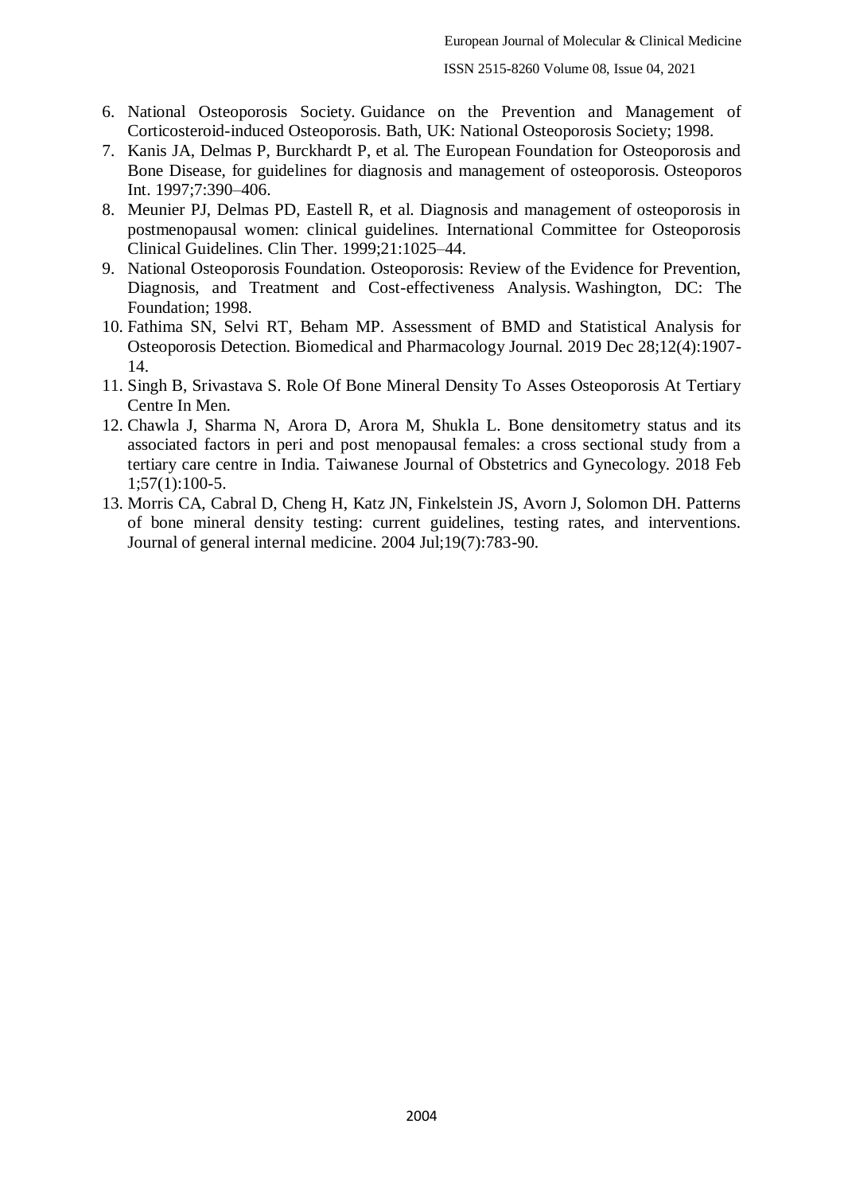6. National Osteoporosis Society. Guidance on the Prevention and Management of Corticosteroid-induced Osteoporosis. Bath, UK: National Osteoporosis Society; 1998.
7. Kanis JA, Delmas P, Burckhardt P, et al. The European Foundation for Osteoporosis and Bone Disease, for guidelines for diagnosis and management of osteoporosis. Osteoporos Int. 1997;7:390–406.
8. Meunier PJ, Delmas PD, Eastell R, et al. Diagnosis and management of osteoporosis in postmenopausal women: clinical guidelines. International Committee for Osteoporosis Clinical Guidelines. Clin Ther. 1999;21:1025–44.
9. National Osteoporosis Foundation. Osteoporosis: Review of the Evidence for Prevention, Diagnosis, and Treatment and Cost-effectiveness Analysis. Washington, DC: The Foundation; 1998.
10. Fathima SN, Selvi RT, Beham MP. Assessment of BMD and Statistical Analysis for Osteoporosis Detection. Biomedical and Pharmacology Journal. 2019 Dec 28;12(4):1907-14.
11. Singh B, Srivastava S. Role Of Bone Mineral Density To Asses Osteoporosis At Tertiary Centre In Men.
12. Chawla J, Sharma N, Arora D, Arora M, Shukla L. Bone densitometry status and its associated factors in peri and post menopausal females: a cross sectional study from a tertiary care centre in India. Taiwanese Journal of Obstetrics and Gynecology. 2018 Feb 1;57(1):100-5.
13. Morris CA, Cabral D, Cheng H, Katz JN, Finkelstein JS, Avorn J, Solomon DH. Patterns of bone mineral density testing: current guidelines, testing rates, and interventions. Journal of general internal medicine. 2004 Jul;19(7):783-90.